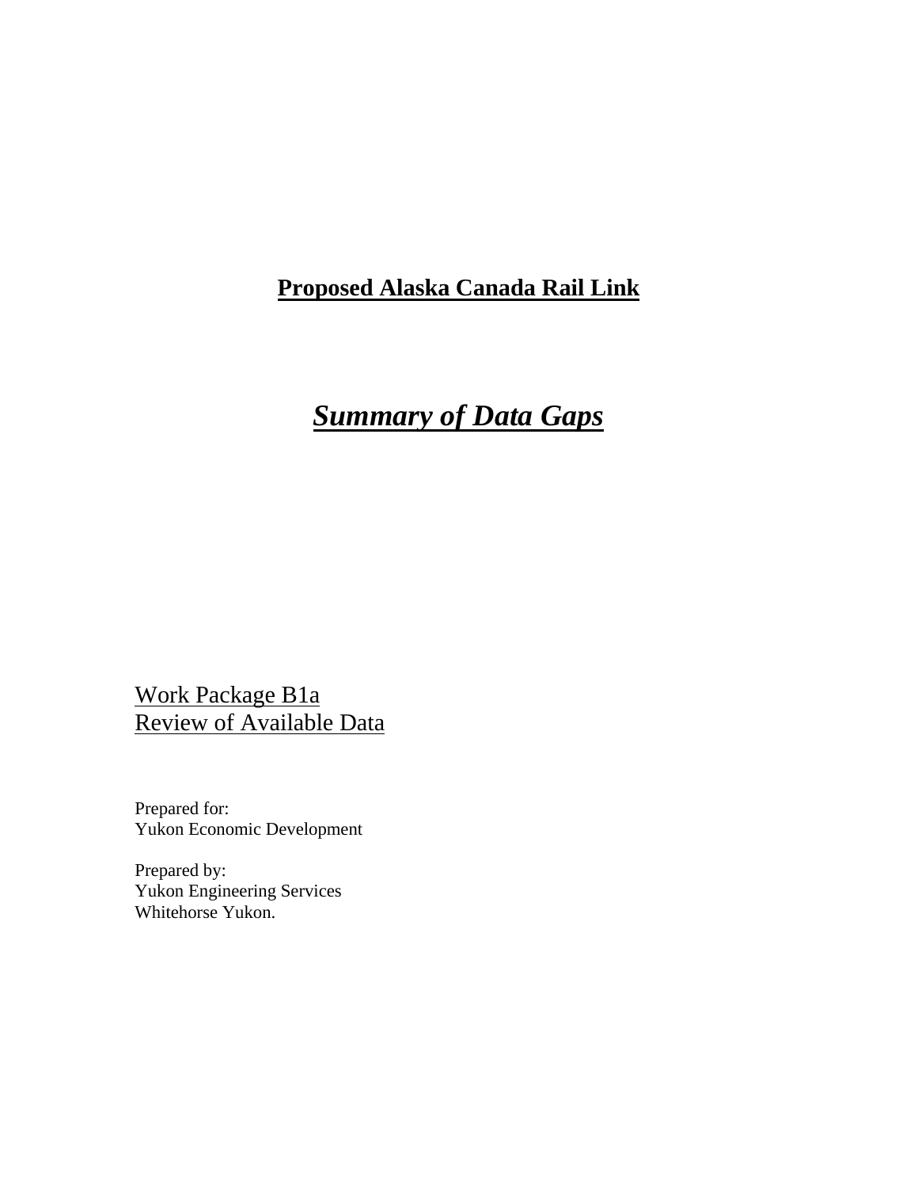# **Proposed Alaska Canada Rail Link**

## ***Summary of Data Gaps***

Work Package B1a
Review of Available Data

Prepared for:
Yukon Economic Development

Prepared by:
Yukon Engineering Services
Whitehorse Yukon.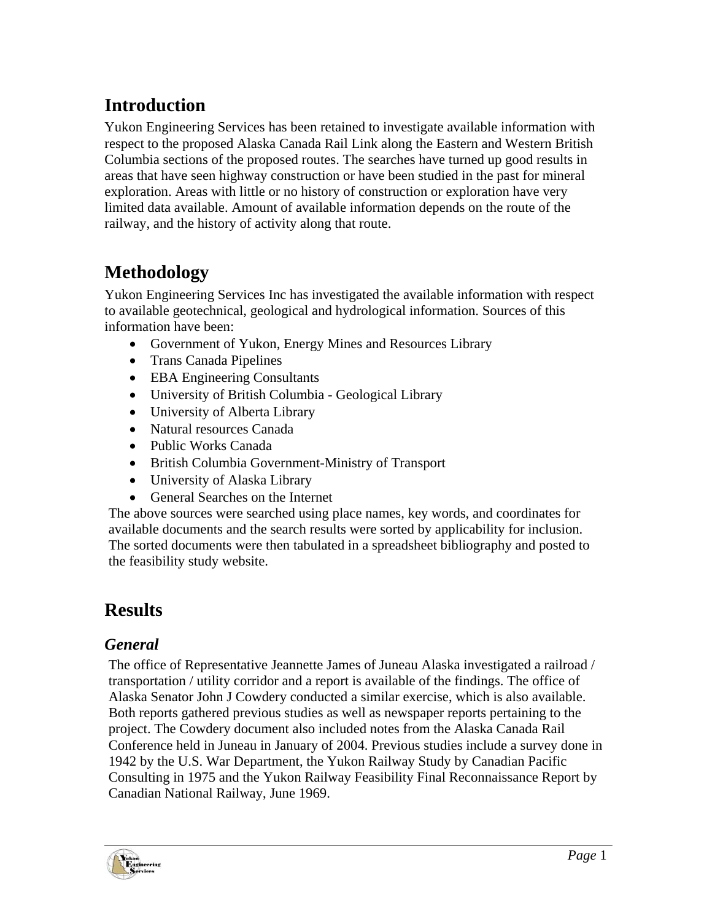## Introduction

Yukon Engineering Services has been retained to investigate available information with respect to the proposed Alaska Canada Rail Link along the Eastern and Western British Columbia sections of the proposed routes. The searches have turned up good results in areas that have seen highway construction or have been studied in the past for mineral exploration. Areas with little or no history of construction or exploration have very limited data available. Amount of available information depends on the route of the railway, and the history of activity along that route.

## Methodology

Yukon Engineering Services Inc has investigated the available information with respect to available geotechnical, geological and hydrological information. Sources of this information have been:

- Government of Yukon, Energy Mines and Resources Library
- Trans Canada Pipelines
- EBA Engineering Consultants
- University of British Columbia - Geological Library
- University of Alberta Library
- Natural resources Canada
- Public Works Canada
- British Columbia Government-Ministry of Transport
- University of Alaska Library
- General Searches on the Internet

The above sources were searched using place names, key words, and coordinates for available documents and the search results were sorted by applicability for inclusion. The sorted documents were then tabulated in a spreadsheet bibliography and posted to the feasibility study website.

## Results

### *General*

The office of Representative Jeannette James of Juneau Alaska investigated a railroad / transportation / utility corridor and a report is available of the findings. The office of Alaska Senator John J Cowdery conducted a similar exercise, which is also available. Both reports gathered previous studies as well as newspaper reports pertaining to the project. The Cowdery document also included notes from the Alaska Canada Rail Conference held in Juneau in January of 2004. Previous studies include a survey done in 1942 by the U.S. War Department, the Yukon Railway Study by Canadian Pacific Consulting in 1975 and the Yukon Railway Feasibility Final Reconnaissance Report by Canadian National Railway, June 1969.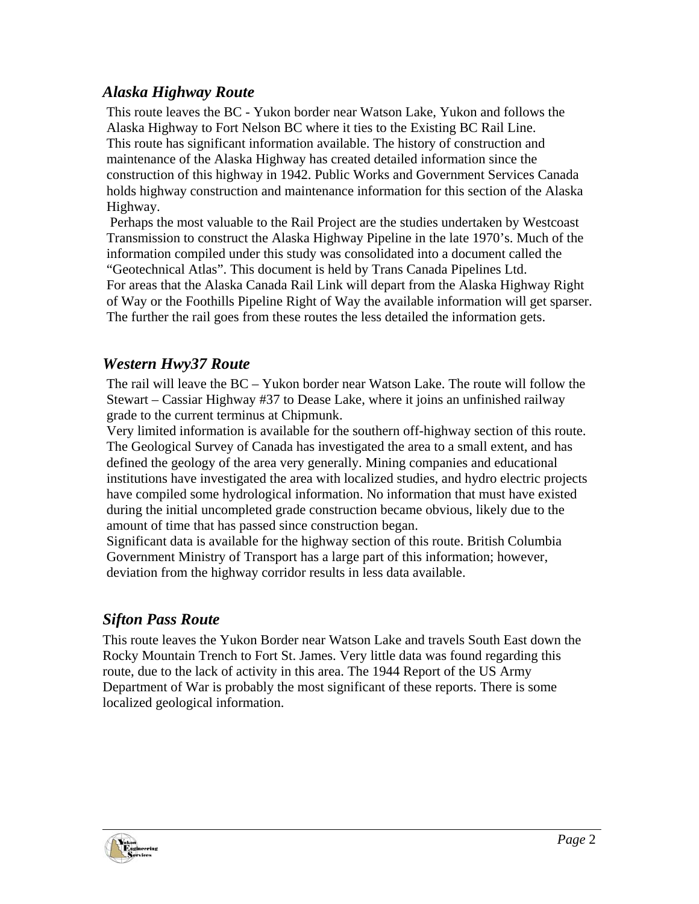## *Alaska Highway Route*

This route leaves the BC - Yukon border near Watson Lake, Yukon and follows the Alaska Highway to Fort Nelson BC where it ties to the Existing BC Rail Line.

This route has significant information available. The history of construction and maintenance of the Alaska Highway has created detailed information since the construction of this highway in 1942. Public Works and Government Services Canada holds highway construction and maintenance information for this section of the Alaska Highway.

Perhaps the most valuable to the Rail Project are the studies undertaken by Westcoast Transmission to construct the Alaska Highway Pipeline in the late 1970's. Much of the information compiled under this study was consolidated into a document called the "Geotechnical Atlas". This document is held by Trans Canada Pipelines Ltd.

For areas that the Alaska Canada Rail Link will depart from the Alaska Highway Right of Way or the Foothills Pipeline Right of Way the available information will get sparser. The further the rail goes from these routes the less detailed the information gets.

## *Western Hwy37 Route*

The rail will leave the BC – Yukon border near Watson Lake. The route will follow the Stewart – Cassiar Highway #37 to Dease Lake, where it joins an unfinished railway grade to the current terminus at Chipmunk.

Very limited information is available for the southern off-highway section of this route. The Geological Survey of Canada has investigated the area to a small extent, and has defined the geology of the area very generally. Mining companies and educational institutions have investigated the area with localized studies, and hydro electric projects have compiled some hydrological information. No information that must have existed during the initial uncompleted grade construction became obvious, likely due to the amount of time that has passed since construction began.

Significant data is available for the highway section of this route. British Columbia Government Ministry of Transport has a large part of this information; however, deviation from the highway corridor results in less data available.

## *Sifton Pass Route*

This route leaves the Yukon Border near Watson Lake and travels South East down the Rocky Mountain Trench to Fort St. James. Very little data was found regarding this route, due to the lack of activity in this area. The 1944 Report of the US Army Department of War is probably the most significant of these reports. There is some localized geological information.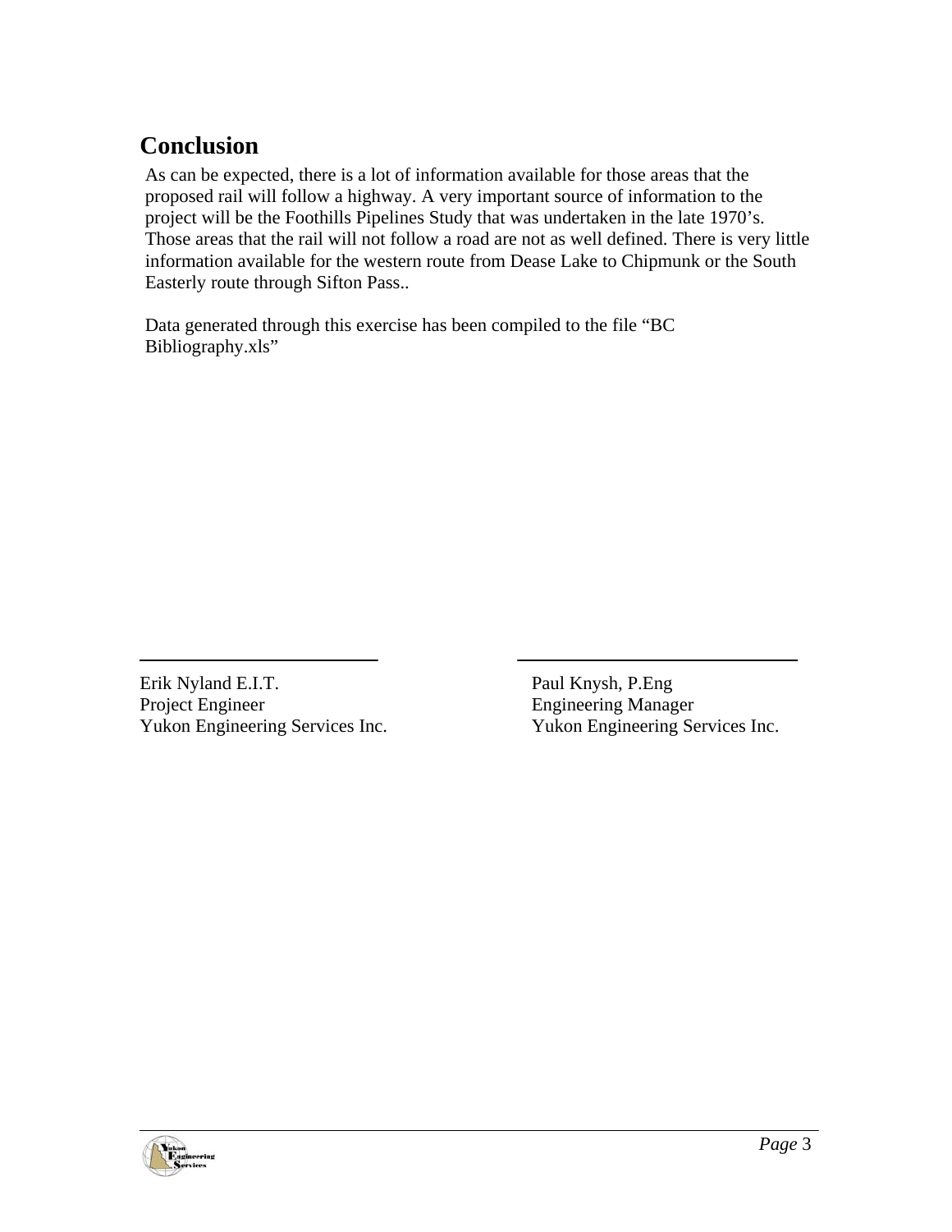## Conclusion

As can be expected, there is a lot of information available for those areas that the proposed rail will follow a highway. A very important source of information to the project will be the Foothills Pipelines Study that was undertaken in the late 1970's. Those areas that the rail will not follow a road are not as well defined. There is very little information available for the western route from Dease Lake to Chipmunk or the South Easterly route through Sifton Pass..

Data generated through this exercise has been compiled to the file "BC Bibliography.xls"

Erik Nyland E.I.T.
Project Engineer
Yukon Engineering Services Inc.

Paul Knysh, P.Eng
Engineering Manager
Yukon Engineering Services Inc.